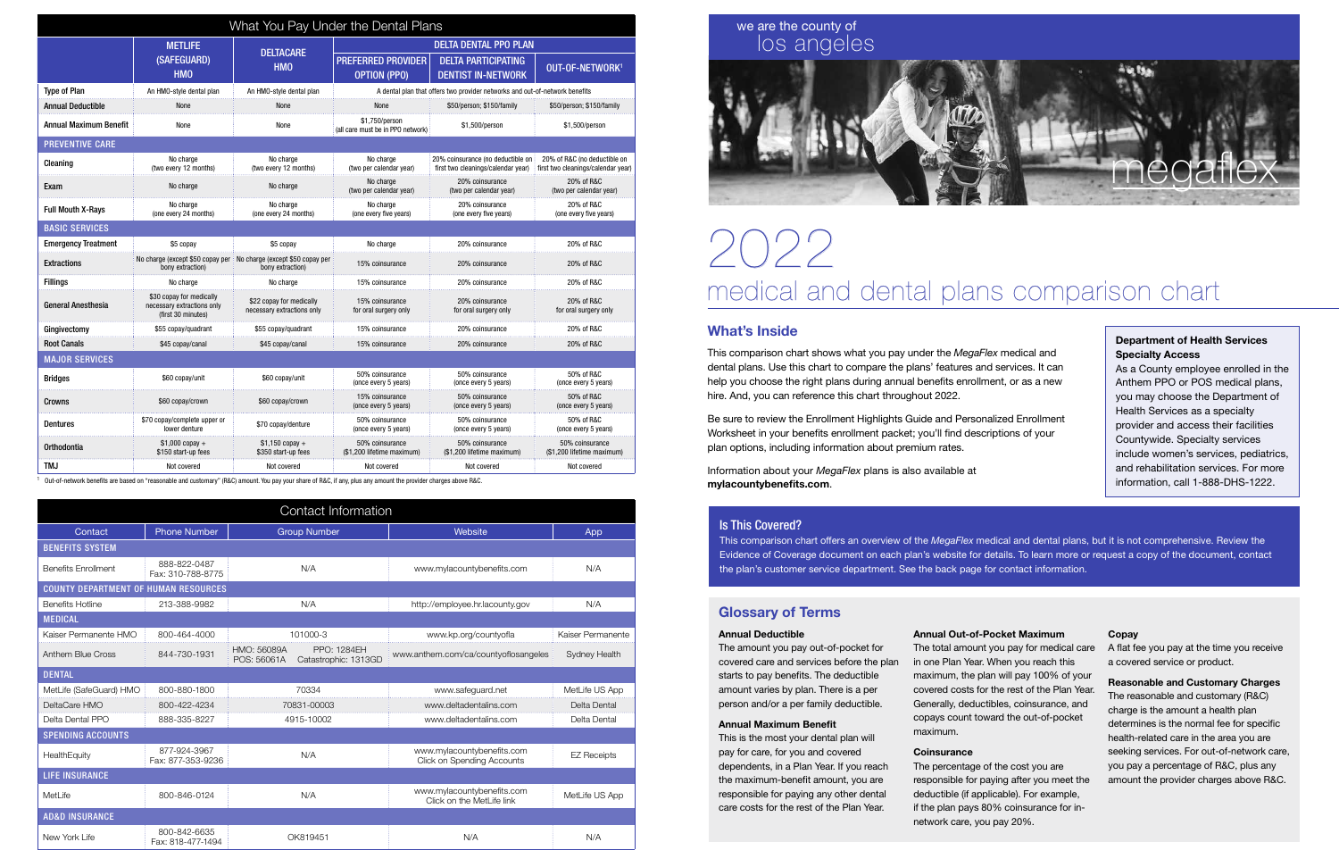# What You Pay Under the Dental Plans

| | METLIFE (SAFEGUARD) HMO | DELTACARE HMO | DELTA DENTAL PPO PLAN | | |
|---|---|---|---|---|---|
| | | | PREFERRED PROVIDER OPTION (PPO) | DELTA PARTICIPATING DENTIST IN-NETWORK | OUT-OF-NETWORK[1] |
| **Type of Plan** | An HMO-style dental plan | An HMO-style dental plan | A dental plan that offers two provider networks and out-of-network benefits | | |
| **Annual Deductible** | None | None | None | $50/person; $150/family | $50/person; $150/family |
| **Annual Maximum Benefit** | None | None | $1,750/person (all care must be in PPO network) | $1,500/person | $1,500/person |
| **PREVENTIVE CARE** | | | | | |
| **Cleaning** | No charge (two every 12 months) | No charge (two every 12 months) | No charge (two per calendar year) | 20% coinsurance (no deductible on first two cleanings/calendar year) | 20% of R&C (no deductible on first two cleanings/calendar year) |
| **Exam** | No charge | No charge | No charge (two per calendar year) | 20% coinsurance (two per calendar year) | 20% of R&C (two per calendar year) |
| **Full Mouth X-Rays** | No charge (one every 24 months) | No charge (one every 24 months) | No charge (one every five years) | 20% coinsurance (one every five years) | 20% of R&C (one every five years) |
| **BASIC SERVICES** | | | | | |
| **Emergency Treatment** | $5 copay | $5 copay | No charge | 20% coinsurance | 20% of R&C |
| **Extractions** | No charge (except $50 copay per bony extraction) | No charge (except $50 copay per bony extraction) | 15% coinsurance | 20% coinsurance | 20% of R&C |
| **Fillings** | No charge | No charge | 15% coinsurance | 20% coinsurance | 20% of R&C |
| **General Anesthesia** | $30 copay for medically necessary extractions only (first 30 minutes) | $22 copay for medically necessary extractions only | 15% coinsurance for oral surgery only | 20% coinsurance for oral surgery only | 20% of R&C for oral surgery only |
| **Gingivectomy** | $55 copay/quadrant | $55 copay/quadrant | 15% coinsurance | 20% coinsurance | 20% of R&C |
| **Root Canals** | $45 copay/canal | $45 copay/canal | 15% coinsurance | 20% coinsurance | 20% of R&C |
| **MAJOR SERVICES** | | | | | |
| **Bridges** | $60 copay/unit | $60 copay/unit | 50% coinsurance (once every 5 years) | 50% coinsurance (once every 5 years) | 50% of R&C (once every 5 years) |
| **Crowns** | $60 copay/crown | $60 copay/crown | 15% coinsurance (once every 5 years) | 50% coinsurance (once every 5 years) | 50% of R&C (once every 5 years) |
| **Dentures** | $70 copay/complete upper or lower denture | $70 copay/denture | 50% coinsurance (once every 5 years) | 50% coinsurance (once every 5 years) | 50% of R&C (once every 5 years) |
| **Orthodontia** | $1,000 copay + $150 start-up fees | $1,150 copay + $350 start-up fees | 50% coinsurance ($1,200 lifetime maximum) | 50% coinsurance ($1,200 lifetime maximum) | 50% coinsurance ($1,200 lifetime maximum) |
| **TMJ** | Not covered | Not covered | Not covered | Not covered | Not covered |

[1] Out-of-network benefits are based on "reasonable and customary" (R&C) amount. You pay your share of R&C, if any, plus any amount the provider charges above R&C.

# Contact Information

| Contact | Phone Number | Group Number | Website | App |
|---|---|---|---|---|
| **BENEFITS SYSTEM** | | | | |
| Benefits Enrollment | 888-822-0487 Fax: 310-788-8775 | N/A | www.mylacountybenefits.com | N/A |
| **COUNTY DEPARTMENT OF HUMAN RESOURCES** | | | | |
| Benefits Hotline | 213-388-9982 | N/A | http://employee.hr.lacounty.gov | N/A |
| **MEDICAL** | | | | |
| Kaiser Permanente HMO | 800-464-4000 | 101000-3 | www.kp.org/countyofla | Kaiser Permanente |
| Anthem Blue Cross | 844-730-1931 | HMO: 56089A PPO: 1284EH POS: 56061A Catastrophic: 1313GD | www.anthem.com/ca/countyoflosangeles | Sydney Health |
| **DENTAL** | | | | |
| MetLife (SafeGuard) HMO | 800-880-1800 | 70334 | www.safeguard.net | MetLife US App |
| DeltaCare HMO | 800-422-4234 | 70831-00003 | www.deltadentalins.com | Delta Dental |
| Delta Dental PPO | 888-335-8227 | 4915-10002 | www.deltadentalins.com | Delta Dental |
| **SPENDING ACCOUNTS** | | | | |
| HealthEquity | 877-924-3967 Fax: 877-353-9236 | N/A | www.mylacountybenefits.com Click on Spending Accounts | EZ Receipts |
| **LIFE INSURANCE** | | | | |
| MetLife | 800-846-0124 | N/A | www.mylacountybenefits.com Click on the MetLife link | MetLife US App |
| **AD&D INSURANCE** | | | | |
| New York Life | 800-842-6635 Fax: 818-477-1494 | OK819451 | N/A | N/A |

we are the county of los angeles

megaflex

# 2022 medical and dental plans comparison chart

## What's Inside

This comparison chart shows what you pay under the *MegaFlex* medical and dental plans. Use this chart to compare the plans' features and services. It can help you choose the right plans during annual benefits enrollment, or as a new hire. And, you can reference this chart throughout 2022.

Be sure to review the Enrollment Highlights Guide and Personalized Enrollment Worksheet in your benefits enrollment packet; you'll find descriptions of your plan options, including information about premium rates.

Information about your *MegaFlex* plans is also available at **mylacountybenefits.com**.

**Department of Health Services Specialty Access**

As a County employee enrolled in the Anthem PPO or POS medical plans, you may choose the Department of Health Services as a specialty provider and access their facilities Countywide. Specialty services include women's services, pediatrics, and rehabilitation services. For more information, call 1-888-DHS-1222.

## Is This Covered?

This comparison chart offers an overview of the *MegaFlex* medical and dental plans, but it is not comprehensive. Review the Evidence of Coverage document on each plan's website for details. To learn more or request a copy of the document, contact the plan's customer service department. See the back page for contact information.

## Glossary of Terms

**Annual Deductible**
The amount you pay out-of-pocket for covered care and services before the plan starts to pay benefits. The deductible amount varies by plan. There is a per person and/or a per family deductible.

**Annual Maximum Benefit**
This is the most your dental plan will pay for care, for you and covered dependents, in a Plan Year. If you reach the maximum-benefit amount, you are responsible for paying any other dental care costs for the rest of the Plan Year.

**Annual Out-of-Pocket Maximum**
The total amount you pay for medical care in one Plan Year. When you reach this maximum, the plan will pay 100% of your covered costs for the rest of the Plan Year. Generally, deductibles, coinsurance, and copays count toward the out-of-pocket maximum.

**Coinsurance**
The percentage of the cost you are responsible for paying after you meet the deductible (if applicable). For example, if the plan pays 80% coinsurance for in-network care, you pay 20%.

**Copay**
A flat fee you pay at the time you receive a covered service or product.

**Reasonable and Customary Charges**
The reasonable and customary (R&C) charge is the amount a health plan determines is the normal fee for specific health-related care in the area you are seeking services. For out-of-network care, you pay a percentage of R&C, plus any amount the provider charges above R&C.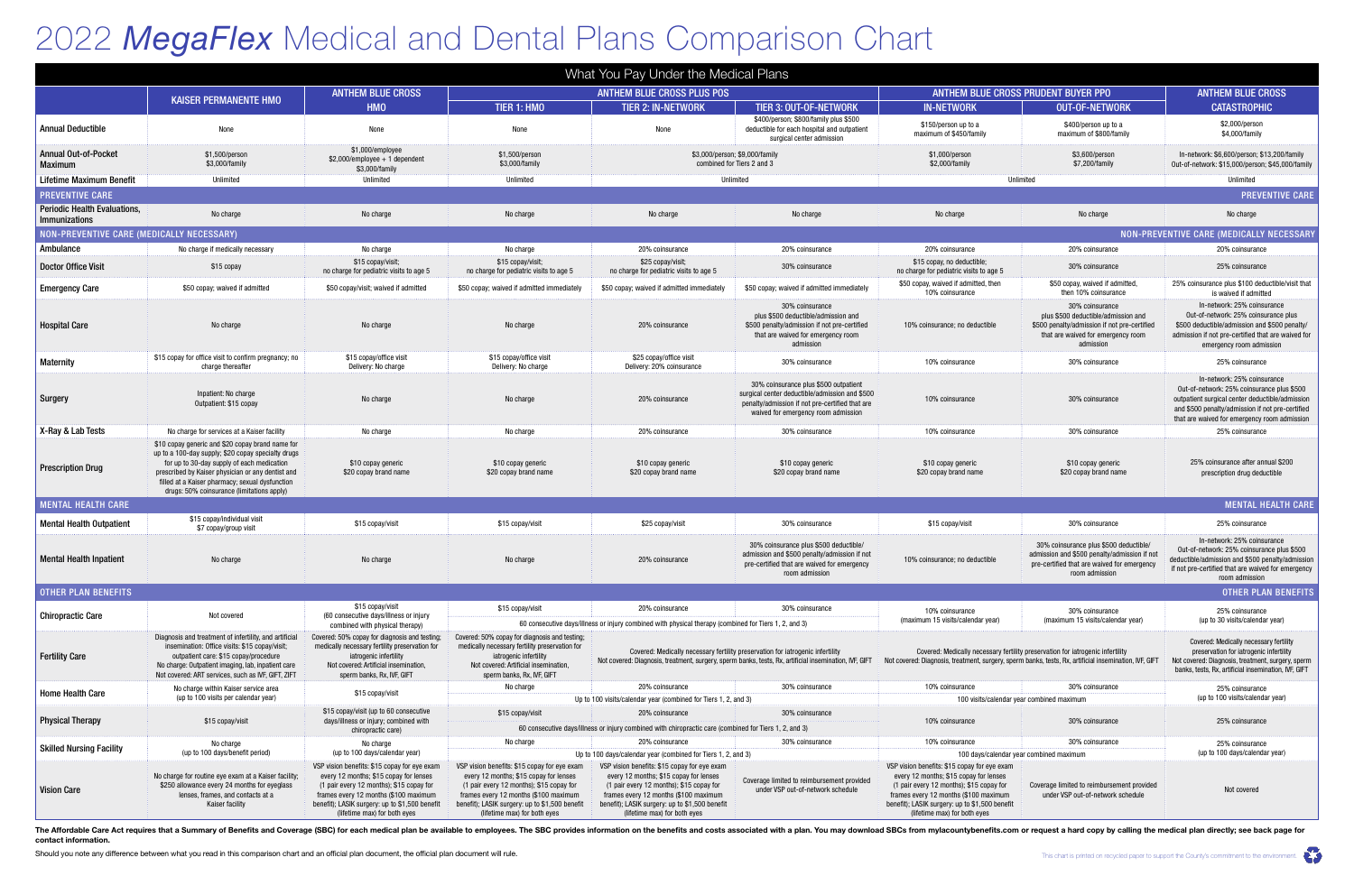# 2022 *MegaFlex* Medical and Dental Plans Comparison Chart

## What You Pay Under the Medical Plans

| | KAISER PERMANENTE HMO | ANTHEM BLUE CROSS HMO | ANTHEM BLUE CROSS PLUS POS | | | ANTHEM BLUE CROSS PRUDENT BUYER PPO | | ANTHEM BLUE CROSS CATASTROPHIC |
|---|---|---|---|---|---|---|---|---|
| | | | TIER 1: HMO | TIER 2: IN-NETWORK | TIER 3: OUT-OF-NETWORK | IN-NETWORK | OUT-OF-NETWORK | |
| **Annual Deductible** | None | None | None | None | $400/person; $800/family plus $500 deductible for each hospital and outpatient surgical center admission | $150/person up to a maximum of $450/family | $400/person up to a maximum of $800/family | $2,000/person $4,000/family |
| **Annual Out-of-Pocket Maximum** | $1,500/person $3,000/family | $1,000/employee $2,000/employee + 1 dependent $3,000/family | $1,500/person $3,000/family | $3,000/person; $9,000/family combined for Tiers 2 and 3 | | $1,000/person $2,000/family | $3,600/person $7,200/family | In-network: $6,600/person; $13,200/family Out-of-network: $15,000/person; $45,000/family |
| **Lifetime Maximum Benefit** | Unlimited | Unlimited | Unlimited | Unlimited | | Unlimited | | Unlimited |
| **PREVENTIVE CARE** | | | | | | | | |
| **Periodic Health Evaluations, Immunizations** | No charge | No charge | No charge | No charge | No charge | No charge | No charge | No charge |
| **NON-PREVENTIVE CARE (MEDICALLY NECESSARY)** | | | | | | | | |
| **Ambulance** | No charge if medically necessary | No charge | No charge | 20% coinsurance | 20% coinsurance | 20% coinsurance | 20% coinsurance | 20% coinsurance |
| **Doctor Office Visit** | $15 copay | $15 copay/visit; no charge for pediatric visits to age 5 | $15 copay/visit; no charge for pediatric visits to age 5 | $25 copay/visit; no charge for pediatric visits to age 5 | 30% coinsurance | $15 copay, no deductible; no charge for pediatric visits to age 5 | 30% coinsurance | 25% coinsurance |
| **Emergency Care** | $50 copay; waived if admitted | $50 copay/visit; waived if admitted | $50 copay; waived if admitted immediately | $50 copay; waived if admitted immediately | $50 copay; waived if admitted immediately | $50 copay, waived if admitted, then 10% coinsurance | $50 copay, waived if admitted, then 10% coinsurance | 25% coinsurance plus $100 deductible/visit that is waived if admitted |
| **Hospital Care** | No charge | No charge | No charge | 20% coinsurance | 30% coinsurance plus $500 deductible/admission and $500 penalty/admission if not pre-certified that are waived for emergency room admission | 10% coinsurance; no deductible | 30% coinsurance plus $500 deductible/admission and $500 penalty/admission if not pre-certified that are waived for emergency room admission | In-network: 25% coinsurance Out-of-network: 25% coinsurance plus $500 deductible/admission and $500 penalty/admission if not pre-certified that are waived for emergency room admission |
| **Maternity** | $15 copay for office visit to confirm pregnancy; no charge thereafter | $15 copay/office visit Delivery: No charge | $15 copay/office visit Delivery: No charge | $25 copay/office visit Delivery: 20% coinsurance | 30% coinsurance | 10% coinsurance | 30% coinsurance | 25% coinsurance |
| **Surgery** | Inpatient: No charge Outpatient: $15 copay | No charge | No charge | 20% coinsurance | 30% coinsurance plus $500 outpatient surgical center deductible/admission and $500 penalty/admission if not pre-certified that are waived for emergency room admission | 10% coinsurance | 30% coinsurance | In-network: 25% coinsurance Out-of-network: 25% coinsurance plus $500 outpatient surgical center deductible/admission and $500 penalty/admission if not pre-certified that are waived for emergency room admission |
| **X-Ray & Lab Tests** | No charge for services at a Kaiser facility | No charge | No charge | 20% coinsurance | 30% coinsurance | 10% coinsurance | 30% coinsurance | 25% coinsurance |
| **Prescription Drug** | $10 copay generic and $20 copay brand name for up to a 100-day supply; $20 copay specialty drugs for up to 30-day supply of each medication prescribed by Kaiser physician or any dentist and filled at a Kaiser pharmacy; sexual dysfunction drugs: 50% coinsurance (limitations apply) | $10 copay generic $20 copay brand name | $10 copay generic $20 copay brand name | $10 copay generic $20 copay brand name | $10 copay generic $20 copay brand name | $10 copay generic $20 copay brand name | $10 copay generic $20 copay brand name | 25% coinsurance after annual $200 prescription drug deductible |
| **MENTAL HEALTH CARE** | | | | | | | | |
| **Mental Health Outpatient** | $15 copay/individual visit $7 copay/group visit | $15 copay/visit | $15 copay/visit | $25 copay/visit | 30% coinsurance | $15 copay/visit | 30% coinsurance | 25% coinsurance |
| **Mental Health Inpatient** | No charge | No charge | No charge | 20% coinsurance | 30% coinsurance plus $500 deductible/admission and $500 penalty/admission if not pre-certified that are waived for emergency room admission | 10% coinsurance; no deductible | 30% coinsurance plus $500 deductible/admission and $500 penalty/admission if not pre-certified that are waived for emergency room admission | In-network: 25% coinsurance Out-of-network: 25% coinsurance plus $500 deductible/admission and $500 penalty/admission if not pre-certified that are waived for emergency room admission |
| **OTHER PLAN BENEFITS** | | | | | | | | |
| **Chiropractic Care** | Not covered | $15 copay/visit (60 consecutive days/illness or injury combined with physical therapy) | $15 copay/visit; 60 consecutive days/illness or injury combined with physical therapy (combined for Tiers 1, 2, and 3) | 20% coinsurance | 30% coinsurance | 10% coinsurance (maximum 15 visits/calendar year) | 30% coinsurance (maximum 15 visits/calendar year) | 25% coinsurance (up to 30 visits/calendar year) |
| **Fertility Care** | Diagnosis and treatment of infertility, and artificial insemination: Office visits: $15 copay/visit; outpatient care: $15 copay/procedure No charge: Outpatient imaging, lab, inpatient care Not covered: ART services, such as IVF, GIFT, ZIFT | Covered: 50% copay for diagnosis and testing; medically necessary fertility preservation for iatrogenic infertility Not covered: Artificial insemination, sperm banks, Rx, IVF, GIFT | Covered: 50% copay for diagnosis and testing; medically necessary fertility preservation for iatrogenic infertility Not covered: Artificial insemination, sperm banks, Rx, IVF, GIFT | Covered: Medically necessary fertility preservation for iatrogenic infertility Not covered: Diagnosis, treatment, surgery, sperm banks, tests, Rx, artificial insemination, IVF, GIFT | | Covered: Medically necessary fertility preservation for iatrogenic infertility Not covered: Diagnosis, treatment, surgery, sperm banks, tests, Rx, artificial insemination, IVF, GIFT | | Covered: Medically necessary fertility preservation for iatrogenic infertility Not covered: Diagnosis, treatment, surgery, sperm banks, tests, Rx, artificial insemination, IVF, GIFT |
| **Home Health Care** | No charge within Kaiser service area (up to 100 visits per calendar year) | $15 copay/visit | No charge; Up to 100 visits/calendar year (combined for Tiers 1, 2, and 3) | 20% coinsurance | 30% coinsurance | 10% coinsurance; 100 visits/calendar year combined maximum | 30% coinsurance | 25% coinsurance (up to 100 visits/calendar year) |
| **Physical Therapy** | $15 copay/visit | $15 copay/visit (up to 60 consecutive days/illness or injury; combined with chiropractic care) | $15 copay/visit; 60 consecutive days/illness or injury combined with chiropractic care (combined for Tiers 1, 2, and 3) | 20% coinsurance | 30% coinsurance | 10% coinsurance | 30% coinsurance | 25% coinsurance |
| **Skilled Nursing Facility** | No charge (up to 100 days/benefit period) | No charge (up to 100 days/calendar year) | No charge; Up to 100 days/calendar year (combined for Tiers 1, 2, and 3) | 20% coinsurance | 30% coinsurance | 10% coinsurance; 100 days/calendar year combined maximum | 30% coinsurance | 25% coinsurance (up to 100 days/calendar year) |
| **Vision Care** | No charge for routine eye exam at a Kaiser facility; $250 allowance every 24 months for eyeglass lenses, frames, and contacts at a Kaiser facility | VSP vision benefits: $15 copay for eye exam every 12 months; $15 copay for lenses (1 pair every 12 months); $15 copay for frames every 12 months ($100 maximum benefit); LASIK surgery: up to $1,500 benefit (lifetime max) for both eyes | VSP vision benefits: $15 copay for eye exam every 12 months; $15 copay for lenses (1 pair every 12 months); $15 copay for frames every 12 months ($100 maximum benefit); LASIK surgery: up to $1,500 benefit (lifetime max) for both eyes | VSP vision benefits: $15 copay for eye exam every 12 months; $15 copay for lenses (1 pair every 12 months); $15 copay for frames every 12 months ($100 maximum benefit); LASIK surgery: up to $1,500 benefit (lifetime max) for both eyes | Coverage limited to reimbursement provided under VSP out-of-network schedule | VSP vision benefits: $15 copay for eye exam every 12 months; $15 copay for lenses (1 pair every 12 months); $15 copay for frames every 12 months ($100 maximum benefit); LASIK surgery: up to $1,500 benefit (lifetime max) for both eyes | Coverage limited to reimbursement provided under VSP out-of-network schedule | Not covered |

**The Affordable Care Act requires that a Summary of Benefits and Coverage (SBC) for each medical plan be available to employees. The SBC provides information on the benefits and costs associated with a plan. You may download SBCs from mylacountybenefits.com or request a hard copy by calling the medical plan directly; see back page for contact information.**

Should you note any difference between what you read in this comparison chart and an official plan document, the official plan document will rule.

This chart is printed on recycled paper to support the County's commitment to the environment.